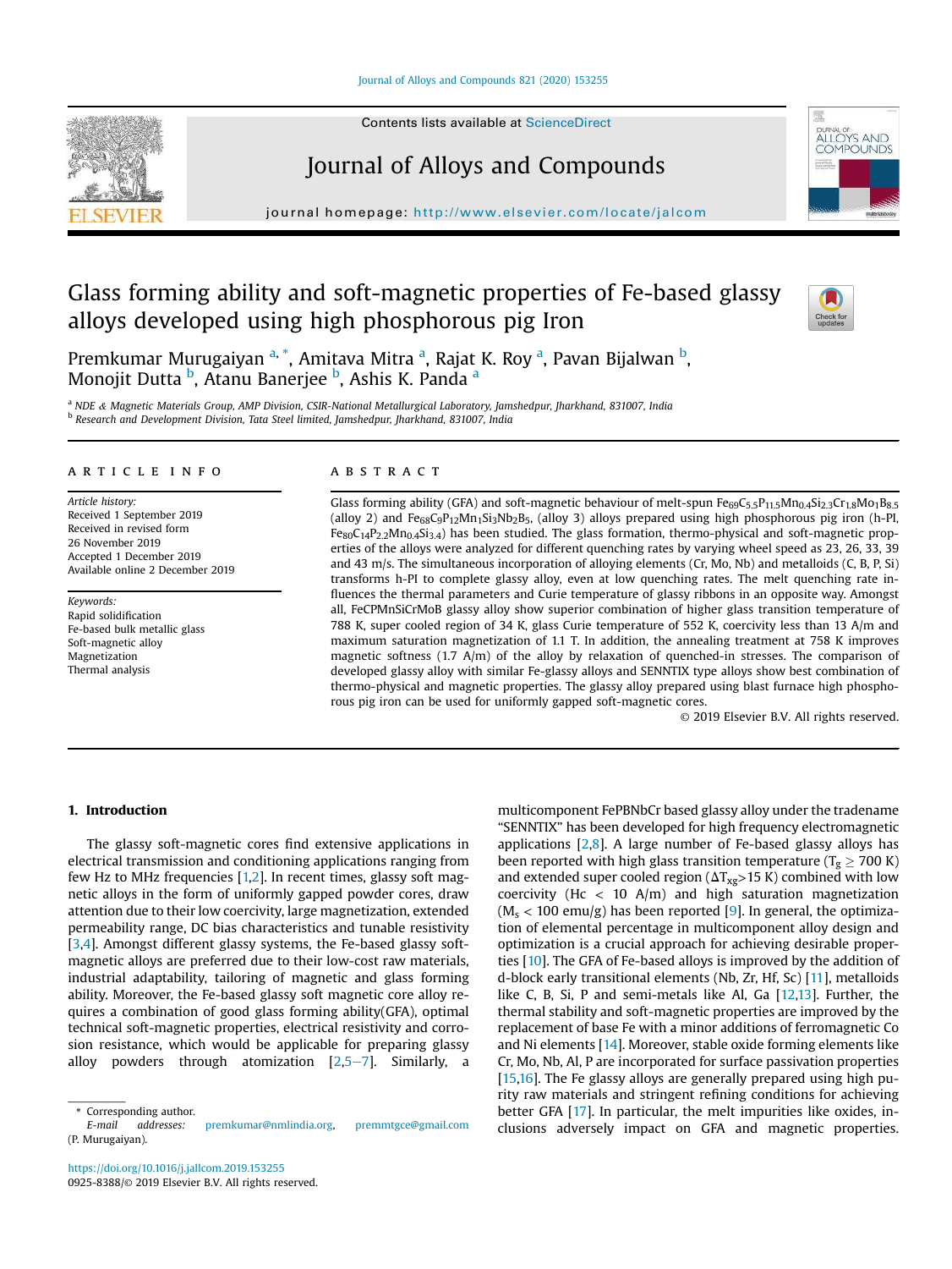# Glass forming ability and soft-magnetic properties of Fe-based glassy alloys developed using high phosphorous pig Iron

Premkumar Murugaiyan [a,*], Amitava Mitra [a], Rajat K. Roy [a], Pavan Bijalwan [b], Monojit Dutta [b], Atanu Banerjee [b], Ashis K. Panda [a]

[a] NDE & Magnetic Materials Group, AMP Division, CSIR-National Metallurgical Laboratory, Jamshedpur, Jharkhand, 831007, India

[b] Research and Development Division, Tata Steel limited, Jamshedpur, Jharkhand, 831007, India

## ARTICLE INFO

*Article history:*
Received 1 September 2019
Received in revised form 26 November 2019
Accepted 1 December 2019
Available online 2 December 2019

*Keywords:*
Rapid solidification
Fe-based bulk metallic glass
Soft-magnetic alloy
Magnetization
Thermal analysis

## ABSTRACT

Glass forming ability (GFA) and soft-magnetic behaviour of melt-spun $Fe_{69}C_{5.5}P_{11.5}Mn_{0.4}Si_{2.3}Cr_{1.8}Mo_{1}B_{8.5}$ (alloy 2) and $Fe_{68}C_{9}P_{12}Mn_{1}Si_{3}Nb_{2}B_{5}$, (alloy 3) alloys prepared using high phosphorous pig iron (h-PI, $Fe_{80}C_{14}P_{2.2}Mn_{0.4}Si_{3.4}$) has been studied. The glass formation, thermo-physical and soft-magnetic properties of the alloys were analyzed for different quenching rates by varying wheel speed as 23, 26, 33, 39 and 43 m/s. The simultaneous incorporation of alloying elements (Cr, Mo, Nb) and metalloids (C, B, P, Si) transforms h-PI to complete glassy alloy, even at low quenching rates. The melt quenching rate influences the thermal parameters and Curie temperature of glassy ribbons in an opposite way. Amongst all, FeCPMnSiCrMoB glassy alloy show superior combination of higher glass transition temperature of 788 K, super cooled region of 34 K, glass Curie temperature of 552 K, coercivity less than 13 A/m and maximum saturation magnetization of 1.1 T. In addition, the annealing treatment at 758 K improves magnetic softness (1.7 A/m) of the alloy by relaxation of quenched-in stresses. The comparison of developed glassy alloy with similar Fe-glassy alloys and SENNTIX type alloys show best combination of thermo-physical and magnetic properties. The glassy alloy prepared using blast furnace high phosphorous pig iron can be used for uniformly gapped soft-magnetic cores.

© 2019 Elsevier B.V. All rights reserved.

## 1. Introduction

The glassy soft-magnetic cores find extensive applications in electrical transmission and conditioning applications ranging from few Hz to MHz frequencies [1,2]. In recent times, glassy soft magnetic alloys in the form of uniformly gapped powder cores, draw attention due to their low coercivity, large magnetization, extended permeability range, DC bias characteristics and tunable resistivity [3,4]. Amongst different glassy systems, the Fe-based glassy soft-magnetic alloys are preferred due to their low-cost raw materials, industrial adaptability, tailoring of magnetic and glass forming ability. Moreover, the Fe-based glassy soft magnetic core alloy requires a combination of good glass forming ability(GFA), optimal technical soft-magnetic properties, electrical resistivity and corrosion resistance, which would be applicable for preparing glassy alloy powders through atomization [2,5–7]. Similarly, a multicomponent FePBNbCr based glassy alloy under the tradename "SENNTIX" has been developed for high frequency electromagnetic applications [2,8]. A large number of Fe-based glassy alloys has been reported with high glass transition temperature ($T_g \geq 700$ K) and extended super cooled region ($\Delta T_{xg}$>15 K) combined with low coercivity (Hc < 10 A/m) and high saturation magnetization ($M_s$ < 100 emu/g) has been reported [9]. In general, the optimization of elemental percentage in multicomponent alloy design and optimization is a crucial approach for achieving desirable properties [10]. The GFA of Fe-based alloys is improved by the addition of d-block early transitional elements (Nb, Zr, Hf, Sc) [11], metalloids like C, B, Si, P and semi-metals like Al, Ga [12,13]. Further, the thermal stability and soft-magnetic properties are improved by the replacement of base Fe with a minor additions of ferromagnetic Co and Ni elements [14]. Moreover, stable oxide forming elements like Cr, Mo, Nb, Al, P are incorporated for surface passivation properties [15,16]. The Fe glassy alloys are generally prepared using high purity raw materials and stringent refining conditions for achieving better GFA [17]. In particular, the melt impurities like oxides, inclusions adversely impact on GFA and magnetic properties.

* Corresponding author.
*E-mail addresses:* premkumar@nmlindia.org, premmtgce@gmail.com (P. Murugaiyan).

https://doi.org/10.1016/j.jallcom.2019.153255
0925-8388/© 2019 Elsevier B.V. All rights reserved.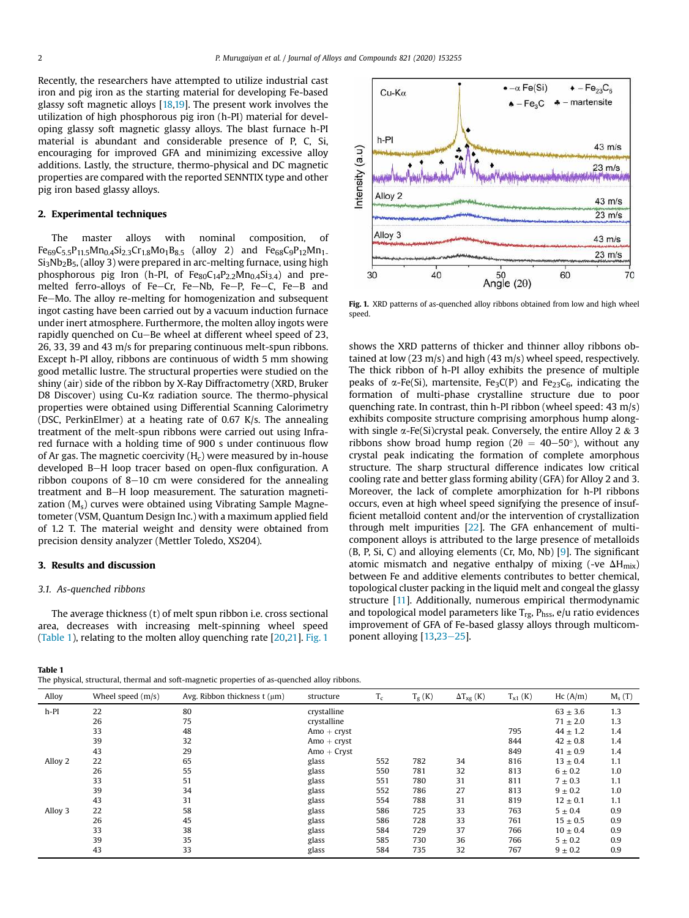Recently, the researchers have attempted to utilize industrial cast iron and pig iron as the starting material for developing Fe-based glassy soft magnetic alloys [18,19]. The present work involves the utilization of high phosphorous pig iron (h-PI) material for developing glassy soft magnetic glassy alloys. The blast furnace h-PI material is abundant and considerable presence of P, C, Si, encouraging for improved GFA and minimizing excessive alloy additions. Lastly, the structure, thermo-physical and DC magnetic properties are compared with the reported SENNTIX type and other pig iron based glassy alloys.

## 2. Experimental techniques

The master alloys with nominal composition, of $Fe_{69}C_{5.5}P_{11.5}Mn_{0.4}Si_{2.3}Cr_{1.8}Mo_{1}B_{8.5}$ (alloy 2) and $Fe_{68}C_{9}P_{12}Mn_{1}Si_{3}Nb_{2}B_{5}$, (alloy 3) were prepared in arc-melting furnace, using high phosphorous pig Iron (h-PI, of $Fe_{80}C_{14}P_{2.2}Mn_{0.4}Si_{3.4}$) and pre-melted ferro-alloys of Fe–Cr, Fe–Nb, Fe–P, Fe–C, Fe–B and Fe–Mo. The alloy re-melting for homogenization and subsequent ingot casting have been carried out by a vacuum induction furnace under inert atmosphere. Furthermore, the molten alloy ingots were rapidly quenched on Cu–Be wheel at different wheel speed of 23, 26, 33, 39 and 43 m/s for preparing continuous melt-spun ribbons. Except h-PI alloy, ribbons are continuous of width 5 mm showing good metallic lustre. The structural properties were studied on the shiny (air) side of the ribbon by X-Ray Diffractometry (XRD, Bruker D8 Discover) using Cu-Kα radiation source. The thermo-physical properties were obtained using Differential Scanning Calorimetry (DSC, PerkinElmer) at a heating rate of 0.67 K/s. The annealing treatment of the melt-spun ribbons were carried out using Infrared furnace with a holding time of 900 s under continuous flow of Ar gas. The magnetic coercivity ($H_c$) were measured by in-house developed B–H loop tracer based on open-flux configuration. A ribbon coupons of 8–10 cm were considered for the annealing treatment and B–H loop measurement. The saturation magnetization ($M_s$) curves were obtained using Vibrating Sample Magnetometer (VSM, Quantum Design Inc.) with a maximum applied field of 1.2 T. The material weight and density were obtained from precision density analyzer (Mettler Toledo, XS204).

## 3. Results and discussion

### 3.1. As-quenched ribbons

The average thickness (t) of melt spun ribbon i.e. cross sectional area, decreases with increasing melt-spinning wheel speed (Table 1), relating to the molten alloy quenching rate [20,21]. Fig. 1 shows the XRD patterns of thicker and thinner alloy ribbons obtained at low (23 m/s) and high (43 m/s) wheel speed, respectively. The thick ribbon of h-PI alloy exhibits the presence of multiple peaks of α-Fe(Si), martensite, $Fe_3C(P)$ and $Fe_{23}C_6$, indicating the formation of multi-phase crystalline structure due to poor quenching rate. In contrast, thin h-PI ribbon (wheel speed: 43 m/s) exhibits composite structure comprising amorphous hump along-with single α-Fe(Si)crystal peak. Conversely, the entire Alloy 2 & 3 ribbons show broad hump region ($2\theta = 40–50°$), without any crystal peak indicating the formation of complete amorphous structure. The sharp structural difference indicates low critical cooling rate and better glass forming ability (GFA) for Alloy 2 and 3. Moreover, the lack of complete amorphization for h-PI ribbons occurs, even at high wheel speed signifying the presence of insufficient metalloid content and/or the intervention of crystallization through melt impurities [22]. The GFA enhancement of multi-component alloys is attributed to the large presence of metalloids (B, P, Si, C) and alloying elements (Cr, Mo, Nb) [9]. The significant atomic mismatch and negative enthalpy of mixing (-ve $\Delta H_{mix}$) between Fe and additive elements contributes to better chemical, topological cluster packing in the liquid melt and congeal the glassy structure [11]. Additionally, numerous empirical thermodynamic and topological model parameters like $T_{rg}$, $P_{hss}$, e/u ratio evidences improvement of GFA of Fe-based glassy alloys through multicomponent alloying [13,23–25].

**Fig. 1.** XRD patterns of as-quenched alloy ribbons obtained from low and high wheel speed.

**Table 1**
The physical, structural, thermal and soft-magnetic properties of as-quenched alloy ribbons.

| Alloy | Wheel speed (m/s) | Avg. Ribbon thickness t (μm) | structure | $T_c$ | $T_g$ (K) | $\Delta T_{xg}$ (K) | $T_{x1}$ (K) | Hc (A/m) | $M_s$ (T) |
|---|---|---|---|---|---|---|---|---|---|
| h-PI | 22 | 80 | crystalline | | | | | 63 ± 3.6 | 1.3 |
| | 26 | 75 | crystalline | | | | | 71 ± 2.0 | 1.3 |
| | 33 | 48 | Amo + cryst | | | | 795 | 44 ± 1.2 | 1.4 |
| | 39 | 32 | Amo + cryst | | | | 844 | 42 ± 0.8 | 1.4 |
| | 43 | 29 | Amo + Cryst | | | | 849 | 41 ± 0.9 | 1.4 |
| Alloy 2 | 22 | 65 | glass | 552 | 782 | 34 | 816 | 13 ± 0.4 | 1.1 |
| | 26 | 55 | glass | 550 | 781 | 32 | 813 | 6 ± 0.2 | 1.0 |
| | 33 | 51 | glass | 551 | 780 | 31 | 811 | 7 ± 0.3 | 1.1 |
| | 39 | 34 | glass | 552 | 786 | 27 | 813 | 9 ± 0.2 | 1.0 |
| | 43 | 31 | glass | 554 | 788 | 31 | 819 | 12 ± 0.1 | 1.1 |
| Alloy 3 | 22 | 58 | glass | 586 | 725 | 33 | 763 | 5 ± 0.4 | 0.9 |
| | 26 | 45 | glass | 586 | 728 | 33 | 761 | 15 ± 0.5 | 0.9 |
| | 33 | 38 | glass | 584 | 729 | 37 | 766 | 10 ± 0.4 | 0.9 |
| | 39 | 35 | glass | 585 | 730 | 36 | 766 | 5 ± 0.2 | 0.9 |
| | 43 | 33 | glass | 584 | 735 | 32 | 767 | 9 ± 0.2 | 0.9 |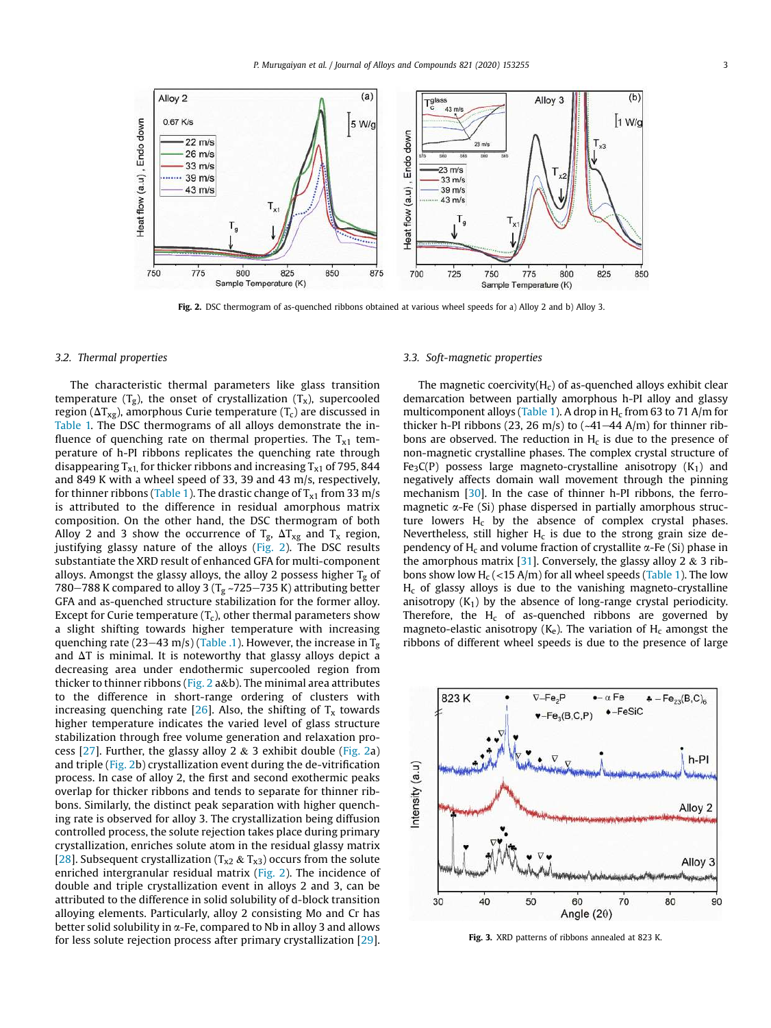Fig. 2. DSC thermogram of as-quenched ribbons obtained at various wheel speeds for a) Alloy 2 and b) Alloy 3.

### 3.2. Thermal properties

The characteristic thermal parameters like glass transition temperature ($T_g$), the onset of crystallization ($T_x$), supercooled region ($\Delta T_{xg}$), amorphous Curie temperature ($T_c$) are discussed in Table 1. The DSC thermograms of all alloys demonstrate the influence of quenching rate on thermal properties. The $T_{x1}$ temperature of h-PI ribbons replicates the quenching rate through disappearing $T_{x1}$ for thicker ribbons and increasing $T_{x1}$ of 795, 844 and 849 K with a wheel speed of 33, 39 and 43 m/s, respectively, for thinner ribbons (Table 1). The drastic change of $T_{x1}$ from 33 m/s is attributed to the difference in residual amorphous matrix composition. On the other hand, the DSC thermogram of both Alloy 2 and 3 show the occurrence of $T_g$, $\Delta T_{xg}$ and $T_x$ region, justifying glassy nature of the alloys (Fig. 2). The DSC results substantiate the XRD result of enhanced GFA for multi-component alloys. Amongst the glassy alloys, the alloy 2 possess higher $T_g$ of 780–788 K compared to alloy 3 ($T_g$ ~725–735 K) attributing better GFA and as-quenched structure stabilization for the former alloy. Except for Curie temperature ($T_c$), other thermal parameters show a slight shifting towards higher temperature with increasing quenching rate (23–43 m/s) (Table .1). However, the increase in $T_g$ and $\Delta T$ is minimal. It is noteworthy that glassy alloys depict a decreasing area under endothermic supercooled region from thicker to thinner ribbons (Fig. 2 a&b). The minimal area attributes to the difference in short-range ordering of clusters with increasing quenching rate [26]. Also, the shifting of $T_x$ towards higher temperature indicates the varied level of glass structure stabilization through free volume generation and relaxation process [27]. Further, the glassy alloy 2 & 3 exhibit double (Fig. 2a) and triple (Fig. 2b) crystallization event during the de-vitrification process. In case of alloy 2, the first and second exothermic peaks overlap for thicker ribbons and tends to separate for thinner ribbons. Similarly, the distinct peak separation with higher quenching rate is observed for alloy 3. The crystallization being diffusion controlled process, the solute rejection takes place during primary crystallization, enriches solute atom in the residual glassy matrix [28]. Subsequent crystallization ($T_{x2}$ & $T_{x3}$) occurs from the solute enriched intergranular residual matrix (Fig. 2). The incidence of double and triple crystallization event in alloys 2 and 3, can be attributed to the difference in solid solubility of d-block transition alloying elements. Particularly, alloy 2 consisting Mo and Cr has better solid solubility in α-Fe, compared to Nb in alloy 3 and allows for less solute rejection process after primary crystallization [29].

### 3.3. Soft-magnetic properties

The magnetic coercivity($H_c$) of as-quenched alloys exhibit clear demarcation between partially amorphous h-PI alloy and glassy multicomponent alloys (Table 1). A drop in $H_c$ from 63 to 71 A/m for thicker h-PI ribbons (23, 26 m/s) to (~41–44 A/m) for thinner ribbons are observed. The reduction in $H_c$ is due to the presence of non-magnetic crystalline phases. The complex crystal structure of $Fe_3C(P)$ possess large magneto-crystalline anisotropy ($K_1$) and negatively affects domain wall movement through the pinning mechanism [30]. In the case of thinner h-PI ribbons, the ferromagnetic α-Fe (Si) phase dispersed in partially amorphous structure lowers $H_c$ by the absence of complex crystal phases. Nevertheless, still higher $H_c$ is due to the strong grain size dependency of $H_c$ and volume fraction of crystallite α-Fe (Si) phase in the amorphous matrix [31]. Conversely, the glassy alloy 2 & 3 ribbons show low $H_c$ (<15 A/m) for all wheel speeds (Table 1). The low $H_c$ of glassy alloys is due to the vanishing magneto-crystalline anisotropy ($K_1$) by the absence of long-range crystal periodicity. Therefore, the $H_c$ of as-quenched ribbons are governed by magneto-elastic anisotropy ($K_e$). The variation of $H_c$ amongst the ribbons of different wheel speeds is due to the presence of large

Fig. 3. XRD patterns of ribbons annealed at 823 K.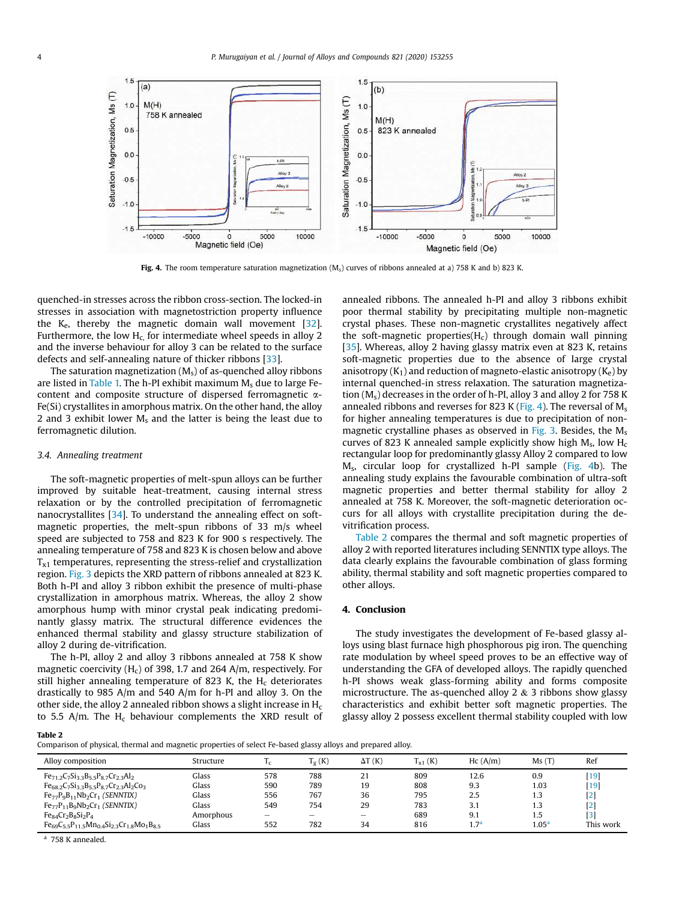**Fig. 4.** The room temperature saturation magnetization ($M_s$) curves of ribbons annealed at a) 758 K and b) 823 K.

quenched-in stresses across the ribbon cross-section. The locked-in stresses in association with magnetostriction property influence the $K_e$, thereby the magnetic domain wall movement [32]. Furthermore, the low $H_c$ for intermediate wheel speeds in alloy 2 and the inverse behaviour for alloy 3 can be related to the surface defects and self-annealing nature of thicker ribbons [33].

The saturation magnetization ($M_s$) of as-quenched alloy ribbons are listed in Table 1. The h-PI exhibit maximum $M_s$ due to large Fe-content and composite structure of dispersed ferromagnetic α-Fe(Si) crystallites in amorphous matrix. On the other hand, the alloy 2 and 3 exhibit lower $M_s$ and the latter is being the least due to ferromagnetic dilution.

### 3.4. Annealing treatment

The soft-magnetic properties of melt-spun alloys can be further improved by suitable heat-treatment, causing internal stress relaxation or by the controlled precipitation of ferromagnetic nanocrystallites [34]. To understand the annealing effect on soft-magnetic properties, the melt-spun ribbons of 33 m/s wheel speed are subjected to 758 and 823 K for 900 s respectively. The annealing temperature of 758 and 823 K is chosen below and above $T_{x1}$ temperatures, representing the stress-relief and crystallization region. Fig. 3 depicts the XRD pattern of ribbons annealed at 823 K. Both h-PI and alloy 3 ribbon exhibit the presence of multi-phase crystallization in amorphous matrix. Whereas, the alloy 2 show amorphous hump with minor crystal peak indicating predominantly glassy matrix. The structural difference evidences the enhanced thermal stability and glassy structure stabilization of alloy 2 during de-vitrification.

The h-PI, alloy 2 and alloy 3 ribbons annealed at 758 K show magnetic coercivity ($H_c$) of 398, 1.7 and 264 A/m, respectively. For still higher annealing temperature of 823 K, the $H_c$ deteriorates drastically to 985 A/m and 540 A/m for h-PI and alloy 3. On the other side, the alloy 2 annealed ribbon shows a slight increase in $H_c$ to 5.5 A/m. The $H_c$ behaviour complements the XRD result of annealed ribbons. The annealed h-PI and alloy 3 ribbons exhibit poor thermal stability by precipitating multiple non-magnetic crystal phases. These non-magnetic crystallites negatively affect the soft-magnetic properties($H_c$) through domain wall pinning [35]. Whereas, alloy 2 having glassy matrix even at 823 K, retains soft-magnetic properties due to the absence of large crystal anisotropy ($K_1$) and reduction of magneto-elastic anisotropy ($K_e$) by internal quenched-in stress relaxation. The saturation magnetization ($M_s$) decreases in the order of h-PI, alloy 3 and alloy 2 for 758 K annealed ribbons and reverses for 823 K (Fig. 4). The reversal of $M_s$ for higher annealing temperatures is due to precipitation of non-magnetic crystalline phases as observed in Fig. 3. Besides, the $M_s$ curves of 823 K annealed sample explicitly show high $M_s$, low $H_c$ rectangular loop for predominantly glassy Alloy 2 compared to low $M_s$, circular loop for crystallized h-PI sample (Fig. 4b). The annealing study explains the favourable combination of ultra-soft magnetic properties and better thermal stability for alloy 2 annealed at 758 K. Moreover, the soft-magnetic deterioration occurs for all alloys with crystallite precipitation during the de-vitrification process.

Table 2 compares the thermal and soft magnetic properties of alloy 2 with reported literatures including SENNTIX type alloys. The data clearly explains the favourable combination of glass forming ability, thermal stability and soft magnetic properties compared to other alloys.

## 4. Conclusion

The study investigates the development of Fe-based glassy alloys using blast furnace high phosphorous pig iron. The quenching rate modulation by wheel speed proves to be an effective way of understanding the GFA of developed alloys. The rapidly quenched h-PI shows weak glass-forming ability and forms composite microstructure. The as-quenched alloy 2 & 3 ribbons show glassy characteristics and exhibit better soft magnetic properties. The glassy alloy 2 possess excellent thermal stability coupled with low

**Table 2**
Comparison of physical, thermal and magnetic properties of select Fe-based glassy alloys and prepared alloy.

| Alloy composition | Structure | $T_c$ | $T_g$ (K) | ΔT (K) | $T_{x1}$ (K) | Hc (A/m) | Ms (T) | Ref |
|---|---|---|---|---|---|---|---|---|
| $Fe_{71.2}C_7Si_{3.3}B_{5.5}P_{8.7}Cr_{2.3}Al_2$ | Glass | 578 | 788 | 21 | 809 | 12.6 | 0.9 | [19] |
| $Fe_{68.2}C_7Si_{3.3}B_{5.5}P_{8.7}Cr_{2.3}Al_2Co_3$ | Glass | 590 | 789 | 19 | 808 | 9.3 | 1.03 | [19] |
| $Fe_{77}P_9B_{11}Nb_2Cr_1$ *(SENNTIX)* | Glass | 556 | 767 | 36 | 795 | 2.5 | 1.3 | [2] |
| $Fe_{77}P_{11}B_9Nb_2Cr_1$ *(SENNTIX)* | Glass | 549 | 754 | 29 | 783 | 3.1 | 1.3 | [2] |
| $Fe_{84}Cr_2B_8Si_2P_4$ | Amorphous | – | – | – | 689 | 9.1 | 1.5 | [3] |
| $Fe_{69}C_{5.5}P_{11.5}Mn_{0.4}Si_{2.3}Cr_{1.8}Mo_1B_{8.5}$ | Glass | 552 | 782 | 34 | 816 | 1.7[a] | 1.05[a] | This work |

[a] 758 K annealed.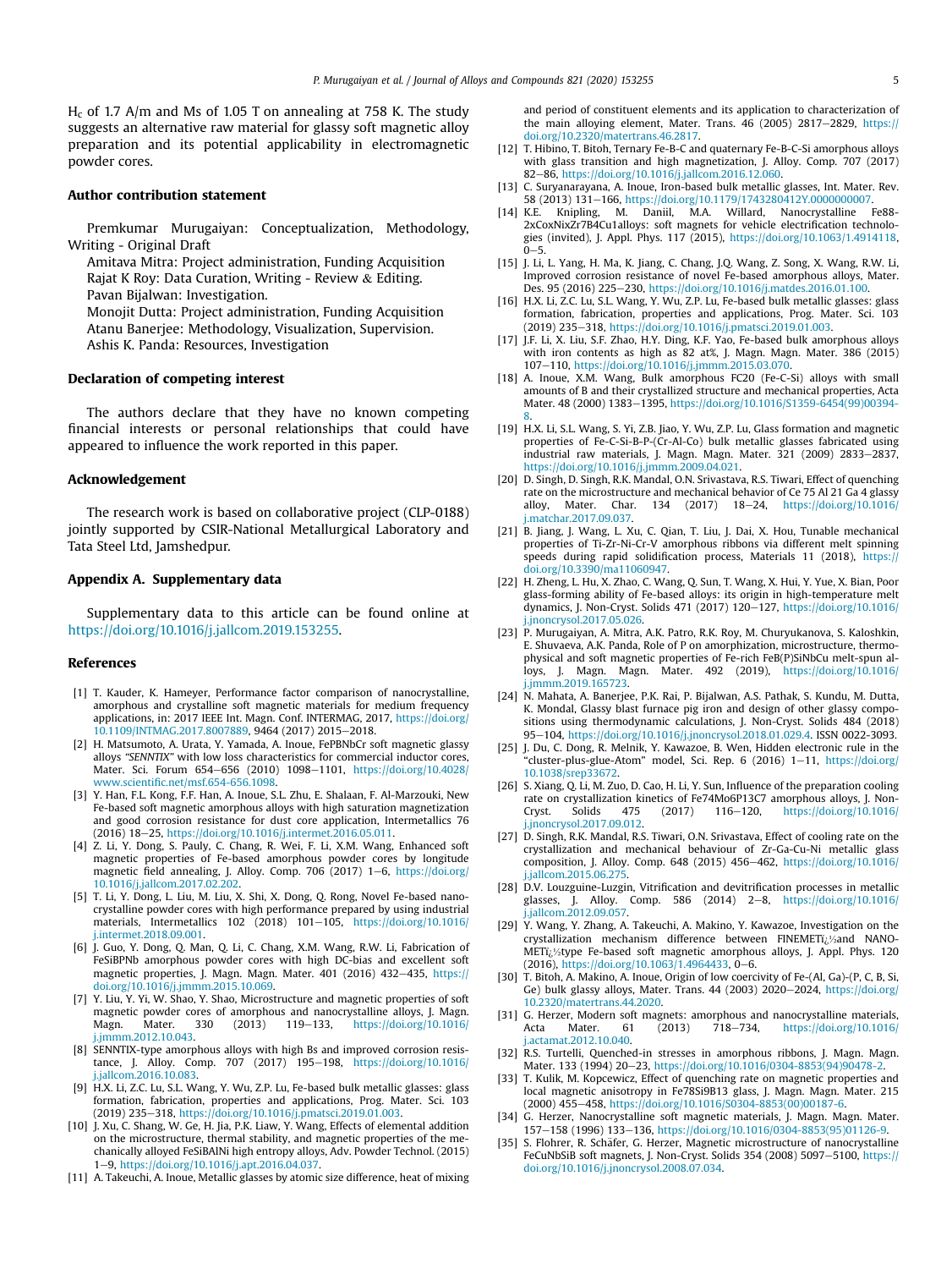$H_c$ of 1.7 A/m and Ms of 1.05 T on annealing at 758 K. The study suggests an alternative raw material for glassy soft magnetic alloy preparation and its potential applicability in electromagnetic powder cores.

## Author contribution statement

Premkumar Murugaiyan: Conceptualization, Methodology, Writing - Original Draft

Amitava Mitra: Project administration, Funding Acquisition

Rajat K Roy: Data Curation, Writing - Review & Editing.

Pavan Bijalwan: Investigation.

Monojit Dutta: Project administration, Funding Acquisition

Atanu Banerjee: Methodology, Visualization, Supervision.

Ashis K. Panda: Resources, Investigation

## Declaration of competing interest

The authors declare that they have no known competing financial interests or personal relationships that could have appeared to influence the work reported in this paper.

## Acknowledgement

The research work is based on collaborative project (CLP-0188) jointly supported by CSIR-National Metallurgical Laboratory and Tata Steel Ltd, Jamshedpur.

## Appendix A. Supplementary data

Supplementary data to this article can be found online at https://doi.org/10.1016/j.jallcom.2019.153255.

## References

[1] T. Kauder, K. Hameyer, Performance factor comparison of nanocrystalline, amorphous and crystalline soft magnetic materials for medium frequency applications, in: 2017 IEEE Int. Magn. Conf. INTERMAG, 2017, https://doi.org/10.1109/INTMAG.2017.8007889, 9464 (2017) 2015–2018.

[2] H. Matsumoto, A. Urata, Y. Yamada, A. Inoue, FePBNbCr soft magnetic glassy alloys *"SENNTIX"* with low loss characteristics for commercial inductor cores, Mater. Sci. Forum 654–656 (2010) 1098–1101, https://doi.org/10.4028/www.scientific.net/msf.654-656.1098.

[3] Y. Han, F.L. Kong, F.F. Han, A. Inoue, S.L. Zhu, E. Shalaan, F. Al-Marzouki, New Fe-based soft magnetic amorphous alloys with high saturation magnetization and good corrosion resistance for dust core application, Intermetallics 76 (2016) 18–25, https://doi.org/10.1016/j.intermet.2016.05.011.

[4] Z. Li, Y. Dong, S. Pauly, C. Chang, R. Wei, F. Li, X.M. Wang, Enhanced soft magnetic properties of Fe-based amorphous powder cores by longitude magnetic field annealing, J. Alloy. Comp. 706 (2017) 1–6, https://doi.org/10.1016/j.jallcom.2017.02.202.

[5] T. Li, Y. Dong, L. Liu, M. Liu, X. Shi, X. Dong, Q. Rong, Novel Fe-based nanocrystalline powder cores with high performance prepared by using industrial materials, Intermetallics 102 (2018) 101–105, https://doi.org/10.1016/j.intermet.2018.09.001.

[6] J. Guo, Y. Dong, Q. Man, Q. Li, C. Chang, X.M. Wang, R.W. Li, Fabrication of FeSiBPNb amorphous powder cores with high DC-bias and excellent soft magnetic properties, J. Magn. Magn. Mater. 401 (2016) 432–435, https://doi.org/10.1016/j.jmmm.2015.10.069.

[7] Y. Liu, Y. Yi, W. Shao, Y. Shao, Microstructure and magnetic properties of soft magnetic powder cores of amorphous and nanocrystalline alloys, J. Magn. Magn. Mater. 330 (2013) 119–133, https://doi.org/10.1016/j.jmmm.2012.10.043.

[8] SENNTIX-type amorphous alloys with high Bs and improved corrosion resistance, J. Alloy. Comp. 707 (2017) 195–198, https://doi.org/10.1016/j.jallcom.2016.10.083.

[9] H.X. Li, Z.C. Lu, S.L. Wang, Y. Wu, Z.P. Lu, Fe-based bulk metallic glasses: glass formation, fabrication, properties and applications, Prog. Mater. Sci. 103 (2019) 235–318, https://doi.org/10.1016/j.pmatsci.2019.01.003.

[10] J. Xu, C. Shang, W. Ge, H. Jia, P.K. Liaw, Y. Wang, Effects of elemental addition on the microstructure, thermal stability, and magnetic properties of the mechanically alloyed FeSiBAlNi high entropy alloys, Adv. Powder Technol. (2015) 1–9, https://doi.org/10.1016/j.apt.2016.04.037.

[11] A. Takeuchi, A. Inoue, Metallic glasses by atomic size difference, heat of mixing and period of constituent elements and its application to characterization of the main alloying element, Mater. Trans. 46 (2005) 2817–2829, https://doi.org/10.2320/matertrans.46.2817.

[12] T. Hibino, T. Bitoh, Ternary Fe-B-C and quaternary Fe-B-C-Si amorphous alloys with glass transition and high magnetization, J. Alloy. Comp. 707 (2017) 82–86, https://doi.org/10.1016/j.jallcom.2016.12.060.

[13] C. Suryanarayana, A. Inoue, Iron-based bulk metallic glasses, Int. Mater. Rev. 58 (2013) 131–166, https://doi.org/10.1179/1743280412Y.0000000007.

[14] K.E. Knipling, M. Daniil, M.A. Willard, Nanocrystalline Fe88-2xCoxNixZr7B4Cu1alloys: soft magnets for vehicle electrification technologies (invited), J. Appl. Phys. 117 (2015), https://doi.org/10.1063/1.4914118, 0–5.

[15] J. Li, L. Yang, H. Ma, K. Jiang, C. Chang, J.Q. Wang, Z. Song, X. Wang, R.W. Li, Improved corrosion resistance of novel Fe-based amorphous alloys, Mater. Des. 95 (2016) 225–230, https://doi.org/10.1016/j.matdes.2016.01.100.

[16] H.X. Li, Z.C. Lu, S.L. Wang, Y. Wu, Z.P. Lu, Fe-based bulk metallic glasses: glass formation, fabrication, properties and applications, Prog. Mater. Sci. 103 (2019) 235–318, https://doi.org/10.1016/j.pmatsci.2019.01.003.

[17] J.F. Li, X. Liu, S.F. Zhao, H.Y. Ding, K.F. Yao, Fe-based bulk amorphous alloys with iron contents as high as 82 at%, J. Magn. Magn. Mater. 386 (2015) 107–110, https://doi.org/10.1016/j.jmmm.2015.03.070.

[18] A. Inoue, X.M. Wang, Bulk amorphous FC20 (Fe-C-Si) alloys with small amounts of B and their crystallized structure and mechanical properties, Acta Mater. 48 (2000) 1383–1395, https://doi.org/10.1016/S1359-6454(99)00394-8.

[19] H.X. Li, S.L. Wang, S. Yi, Z.B. Jiao, Y. Wu, Z.P. Lu, Glass formation and magnetic properties of Fe-C-Si-B-P-(Cr-Al-Co) bulk metallic glasses fabricated using industrial raw materials, J. Magn. Magn. Mater. 321 (2009) 2833–2837, https://doi.org/10.1016/j.jmmm.2009.04.021.

[20] D. Singh, D. Singh, R.K. Mandal, O.N. Srivastava, R.S. Tiwari, Effect of quenching rate on the microstructure and mechanical behavior of Ce 75 Al 21 Ga 4 glassy alloy, Mater. Char. 134 (2017) 18–24, https://doi.org/10.1016/j.matchar.2017.09.037.

[21] B. Jiang, J. Wang, L. Xu, C. Qian, T. Liu, J. Dai, X. Hou, Tunable mechanical properties of Ti-Zr-Ni-Cr-V amorphous ribbons via different melt spinning speeds during rapid solidification process, Materials 11 (2018), https://doi.org/10.3390/ma11060947.

[22] H. Zheng, L. Hu, X. Zhao, C. Wang, Q. Sun, T. Wang, X. Hui, Y. Yue, X. Bian, Poor glass-forming ability of Fe-based alloys: its origin in high-temperature melt dynamics, J. Non-Cryst. Solids 471 (2017) 120–127, https://doi.org/10.1016/j.jnoncrysol.2017.05.026.

[23] P. Murugaiyan, A. Mitra, A.K. Patro, R.K. Roy, M. Churyukanova, S. Kaloshkin, E. Shuvaeva, A.K. Panda, Role of P on amorphization, microstructure, thermophysical and soft magnetic properties of Fe-rich FeB(P)SiNbCu melt-spun alloys, J. Magn. Magn. Mater. 492 (2019), https://doi.org/10.1016/j.jmmm.2019.165723.

[24] N. Mahata, A. Banerjee, P.K. Rai, P. Bijalwan, A.S. Pathak, S. Kundu, M. Dutta, K. Mondal, Glassy blast furnace pig iron and design of other glassy compositions using thermodynamic calculations, J. Non-Cryst. Solids 484 (2018) 95–104, https://doi.org/10.1016/j.jnoncrysol.2018.01.029.4. ISSN 0022-3093.

[25] J. Du, C. Dong, R. Melnik, Y. Kawazoe, B. Wen, Hidden electronic rule in the "cluster-plus-glue-Atom" model, Sci. Rep. 6 (2016) 1–11, https://doi.org/10.1038/srep33672.

[26] S. Xiang, Q. Li, M. Zuo, D. Cao, H. Li, Y. Sun, Influence of the preparation cooling rate on crystallization kinetics of Fe74Mo6P13C7 amorphous alloys, J. Non-Cryst. Solids 475 (2017) 116–120, https://doi.org/10.1016/j.jnoncrysol.2017.09.012.

[27] D. Singh, R.K. Mandal, R.S. Tiwari, O.N. Srivastava, Effect of cooling rate on the crystallization and mechanical behaviour of Zr-Ga-Cu-Ni metallic glass composition, J. Alloy. Comp. 648 (2015) 456–462, https://doi.org/10.1016/j.jallcom.2015.06.275.

[28] D.V. Louzguine-Luzgin, Vitrification and devitrification processes in metallic glasses, J. Alloy. Comp. 586 (2014) 2–8, https://doi.org/10.1016/j.jallcom.2012.09.057.

[29] Y. Wang, Y. Zhang, A. Takeuchi, A. Makino, Y. Kawazoe, Investigation on the crystallization mechanism difference between FINEMETï¿½and NANOMETï¿½type Fe-based soft magnetic amorphous alloys, J. Appl. Phys. 120 (2016), https://doi.org/10.1063/1.4964433, 0–6.

[30] T. Bitoh, A. Makino, A. Inoue, Origin of low coercivity of Fe-(Al, Ga)-(P, C, B, Si, Ge) bulk glassy alloys, Mater. Trans. 44 (2003) 2020–2024, https://doi.org/10.2320/matertrans.44.2020.

[31] G. Herzer, Modern soft magnets: amorphous and nanocrystalline materials, Acta Mater. 61 (2013) 718–734, https://doi.org/10.1016/j.actamat.2012.10.040.

[32] R.S. Turtelli, Quenched-in stresses in amorphous ribbons, J. Magn. Magn. Mater. 133 (1994) 20–23, https://doi.org/10.1016/0304-8853(94)90478-2.

[33] T. Kulik, M. Kopcewicz, Effect of quenching rate on magnetic properties and local magnetic anisotropy in Fe78Si9B13 glass, J. Magn. Magn. Mater. 215 (2000) 455–458, https://doi.org/10.1016/S0304-8853(00)00187-6.

[34] G. Herzer, Nanocrystalline soft magnetic materials, J. Magn. Magn. Mater. 157–158 (1996) 133–136, https://doi.org/10.1016/0304-8853(95)01126-9.

[35] S. Flohrer, R. Schäfer, G. Herzer, Magnetic microstructure of nanocrystalline FeCuNbSiB soft magnets, J. Non-Cryst. Solids 354 (2008) 5097–5100, https://doi.org/10.1016/j.jnoncrysol.2008.07.034.